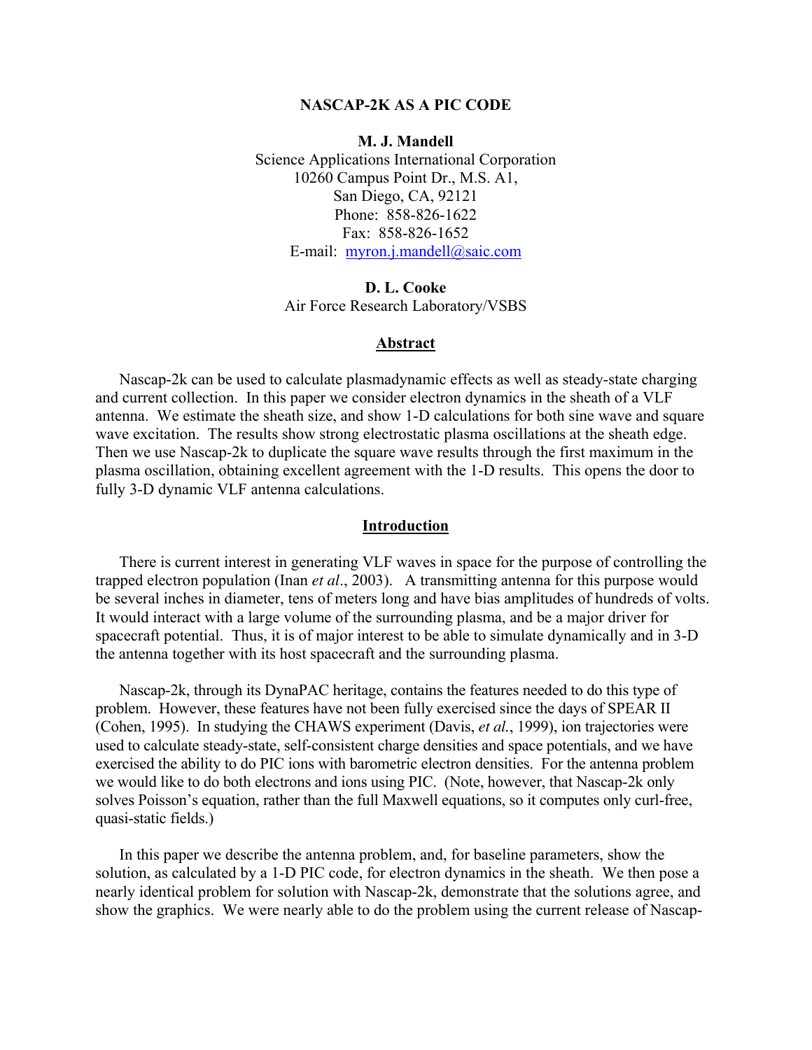# NASCAP-2K AS A PIC CODE

**M. J. Mandell**
Science Applications International Corporation
10260 Campus Point Dr., M.S. A1,
San Diego, CA, 92121
Phone: 858-826-1622
Fax: 858-826-1652
E-mail: myron.j.mandell@saic.com

**D. L. Cooke**
Air Force Research Laboratory/VSBS

## Abstract

Nascap-2k can be used to calculate plasmadynamic effects as well as steady-state charging and current collection. In this paper we consider electron dynamics in the sheath of a VLF antenna. We estimate the sheath size, and show 1-D calculations for both sine wave and square wave excitation. The results show strong electrostatic plasma oscillations at the sheath edge. Then we use Nascap-2k to duplicate the square wave results through the first maximum in the plasma oscillation, obtaining excellent agreement with the 1-D results. This opens the door to fully 3-D dynamic VLF antenna calculations.

## Introduction

There is current interest in generating VLF waves in space for the purpose of controlling the trapped electron population (Inan *et al*., 2003). A transmitting antenna for this purpose would be several inches in diameter, tens of meters long and have bias amplitudes of hundreds of volts. It would interact with a large volume of the surrounding plasma, and be a major driver for spacecraft potential. Thus, it is of major interest to be able to simulate dynamically and in 3-D the antenna together with its host spacecraft and the surrounding plasma.

Nascap-2k, through its DynaPAC heritage, contains the features needed to do this type of problem. However, these features have not been fully exercised since the days of SPEAR II (Cohen, 1995). In studying the CHAWS experiment (Davis, *et al.*, 1999), ion trajectories were used to calculate steady-state, self-consistent charge densities and space potentials, and we have exercised the ability to do PIC ions with barometric electron densities. For the antenna problem we would like to do both electrons and ions using PIC. (Note, however, that Nascap-2k only solves Poisson's equation, rather than the full Maxwell equations, so it computes only curl-free, quasi-static fields.)

In this paper we describe the antenna problem, and, for baseline parameters, show the solution, as calculated by a 1-D PIC code, for electron dynamics in the sheath. We then pose a nearly identical problem for solution with Nascap-2k, demonstrate that the solutions agree, and show the graphics. We were nearly able to do the problem using the current release of Nascap-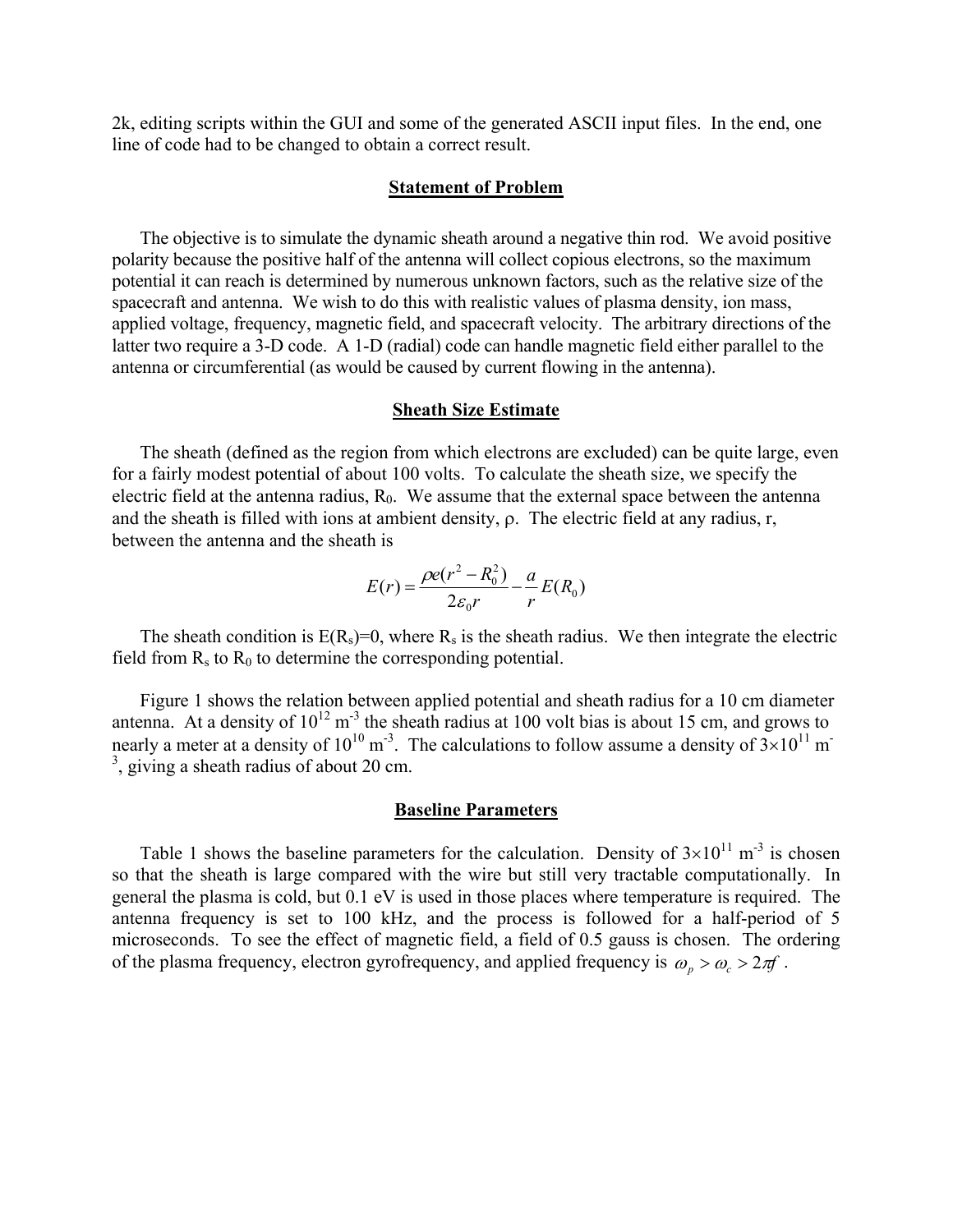2k, editing scripts within the GUI and some of the generated ASCII input files. In the end, one line of code had to be changed to obtain a correct result.

## Statement of Problem

The objective is to simulate the dynamic sheath around a negative thin rod. We avoid positive polarity because the positive half of the antenna will collect copious electrons, so the maximum potential it can reach is determined by numerous unknown factors, such as the relative size of the spacecraft and antenna. We wish to do this with realistic values of plasma density, ion mass, applied voltage, frequency, magnetic field, and spacecraft velocity. The arbitrary directions of the latter two require a 3-D code. A 1-D (radial) code can handle magnetic field either parallel to the antenna or circumferential (as would be caused by current flowing in the antenna).

## Sheath Size Estimate

The sheath (defined as the region from which electrons are excluded) can be quite large, even for a fairly modest potential of about 100 volts. To calculate the sheath size, we specify the electric field at the antenna radius, $R_0$. We assume that the external space between the antenna and the sheath is filled with ions at ambient density, $\rho$. The electric field at any radius, r, between the antenna and the sheath is

$$E(r) = \frac{\rho e(r^2 - R_0^2)}{2\varepsilon_0 r} - \frac{a}{r} E(R_0)$$

The sheath condition is $E(R_s)=0$, where $R_s$ is the sheath radius. We then integrate the electric field from $R_s$ to $R_0$ to determine the corresponding potential.

Figure 1 shows the relation between applied potential and sheath radius for a 10 cm diameter antenna. At a density of $10^{12}$ m$^{-3}$ the sheath radius at 100 volt bias is about 15 cm, and grows to nearly a meter at a density of $10^{10}$ m$^{-3}$. The calculations to follow assume a density of $3\times10^{11}$ m$^{-3}$, giving a sheath radius of about 20 cm.

## Baseline Parameters

Table 1 shows the baseline parameters for the calculation. Density of $3\times10^{11}$ m$^{-3}$ is chosen so that the sheath is large compared with the wire but still very tractable computationally. In general the plasma is cold, but 0.1 eV is used in those places where temperature is required. The antenna frequency is set to 100 kHz, and the process is followed for a half-period of 5 microseconds. To see the effect of magnetic field, a field of 0.5 gauss is chosen. The ordering of the plasma frequency, electron gyrofrequency, and applied frequency is $\omega_p > \omega_c > 2\pi f$.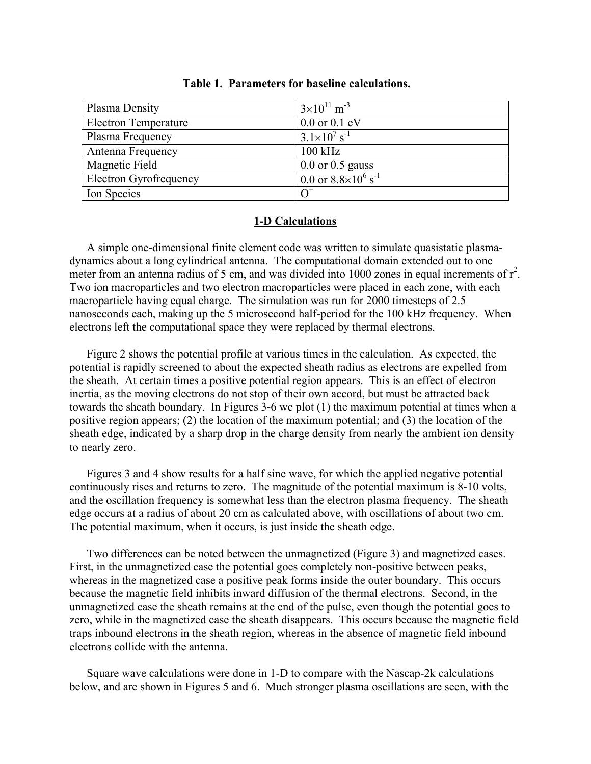**Table 1. Parameters for baseline calculations.**

| | |
|---|---|
| Plasma Density | $3\times10^{11}$ m$^{-3}$ |
| Electron Temperature | 0.0 or 0.1 eV |
| Plasma Frequency | $3.1\times10^{7}$ s$^{-1}$ |
| Antenna Frequency | 100 kHz |
| Magnetic Field | 0.0 or 0.5 gauss |
| Electron Gyrofrequency | 0.0 or $8.8\times10^{6}$ s$^{-1}$ |
| Ion Species | $O^{+}$ |

## 1-D Calculations

A simple one-dimensional finite element code was written to simulate quasistatic plasma-dynamics about a long cylindrical antenna. The computational domain extended out to one meter from an antenna radius of 5 cm, and was divided into 1000 zones in equal increments of $r^2$. Two ion macroparticles and two electron macroparticles were placed in each zone, with each macroparticle having equal charge. The simulation was run for 2000 timesteps of 2.5 nanoseconds each, making up the 5 microsecond half-period for the 100 kHz frequency. When electrons left the computational space they were replaced by thermal electrons.

Figure 2 shows the potential profile at various times in the calculation. As expected, the potential is rapidly screened to about the expected sheath radius as electrons are expelled from the sheath. At certain times a positive potential region appears. This is an effect of electron inertia, as the moving electrons do not stop of their own accord, but must be attracted back towards the sheath boundary. In Figures 3-6 we plot (1) the maximum potential at times when a positive region appears; (2) the location of the maximum potential; and (3) the location of the sheath edge, indicated by a sharp drop in the charge density from nearly the ambient ion density to nearly zero.

Figures 3 and 4 show results for a half sine wave, for which the applied negative potential continuously rises and returns to zero. The magnitude of the potential maximum is 8-10 volts, and the oscillation frequency is somewhat less than the electron plasma frequency. The sheath edge occurs at a radius of about 20 cm as calculated above, with oscillations of about two cm. The potential maximum, when it occurs, is just inside the sheath edge.

Two differences can be noted between the unmagnetized (Figure 3) and magnetized cases. First, in the unmagnetized case the potential goes completely non-positive between peaks, whereas in the magnetized case a positive peak forms inside the outer boundary. This occurs because the magnetic field inhibits inward diffusion of the thermal electrons. Second, in the unmagnetized case the sheath remains at the end of the pulse, even though the potential goes to zero, while in the magnetized case the sheath disappears. This occurs because the magnetic field traps inbound electrons in the sheath region, whereas in the absence of magnetic field inbound electrons collide with the antenna.

Square wave calculations were done in 1-D to compare with the Nascap-2k calculations below, and are shown in Figures 5 and 6. Much stronger plasma oscillations are seen, with the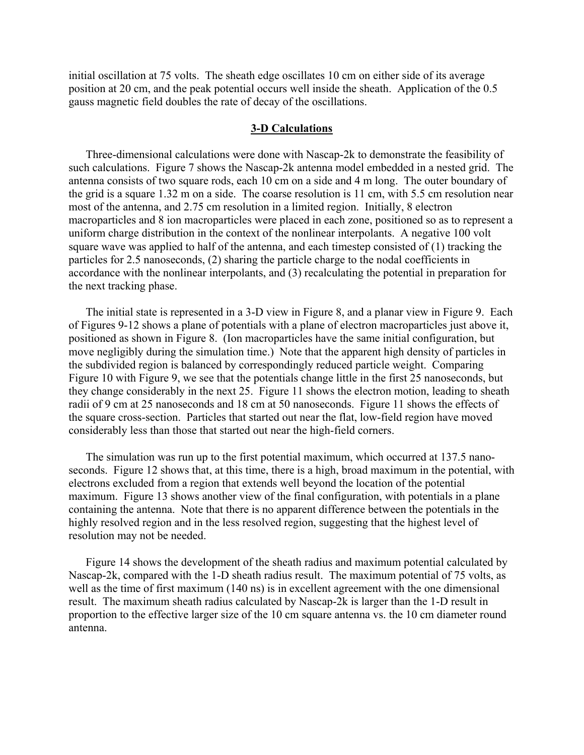initial oscillation at 75 volts. The sheath edge oscillates 10 cm on either side of its average position at 20 cm, and the peak potential occurs well inside the sheath. Application of the 0.5 gauss magnetic field doubles the rate of decay of the oscillations.

## 3-D Calculations

Three-dimensional calculations were done with Nascap-2k to demonstrate the feasibility of such calculations. Figure 7 shows the Nascap-2k antenna model embedded in a nested grid. The antenna consists of two square rods, each 10 cm on a side and 4 m long. The outer boundary of the grid is a square 1.32 m on a side. The coarse resolution is 11 cm, with 5.5 cm resolution near most of the antenna, and 2.75 cm resolution in a limited region. Initially, 8 electron macroparticles and 8 ion macroparticles were placed in each zone, positioned so as to represent a uniform charge distribution in the context of the nonlinear interpolants. A negative 100 volt square wave was applied to half of the antenna, and each timestep consisted of (1) tracking the particles for 2.5 nanoseconds, (2) sharing the particle charge to the nodal coefficients in accordance with the nonlinear interpolants, and (3) recalculating the potential in preparation for the next tracking phase.

The initial state is represented in a 3-D view in Figure 8, and a planar view in Figure 9. Each of Figures 9-12 shows a plane of potentials with a plane of electron macroparticles just above it, positioned as shown in Figure 8. (Ion macroparticles have the same initial configuration, but move negligibly during the simulation time.) Note that the apparent high density of particles in the subdivided region is balanced by correspondingly reduced particle weight. Comparing Figure 10 with Figure 9, we see that the potentials change little in the first 25 nanoseconds, but they change considerably in the next 25. Figure 11 shows the electron motion, leading to sheath radii of 9 cm at 25 nanoseconds and 18 cm at 50 nanoseconds. Figure 11 shows the effects of the square cross-section. Particles that started out near the flat, low-field region have moved considerably less than those that started out near the high-field corners.

The simulation was run up to the first potential maximum, which occurred at 137.5 nanoseconds. Figure 12 shows that, at this time, there is a high, broad maximum in the potential, with electrons excluded from a region that extends well beyond the location of the potential maximum. Figure 13 shows another view of the final configuration, with potentials in a plane containing the antenna. Note that there is no apparent difference between the potentials in the highly resolved region and in the less resolved region, suggesting that the highest level of resolution may not be needed.

Figure 14 shows the development of the sheath radius and maximum potential calculated by Nascap-2k, compared with the 1-D sheath radius result. The maximum potential of 75 volts, as well as the time of first maximum (140 ns) is in excellent agreement with the one dimensional result. The maximum sheath radius calculated by Nascap-2k is larger than the 1-D result in proportion to the effective larger size of the 10 cm square antenna vs. the 10 cm diameter round antenna.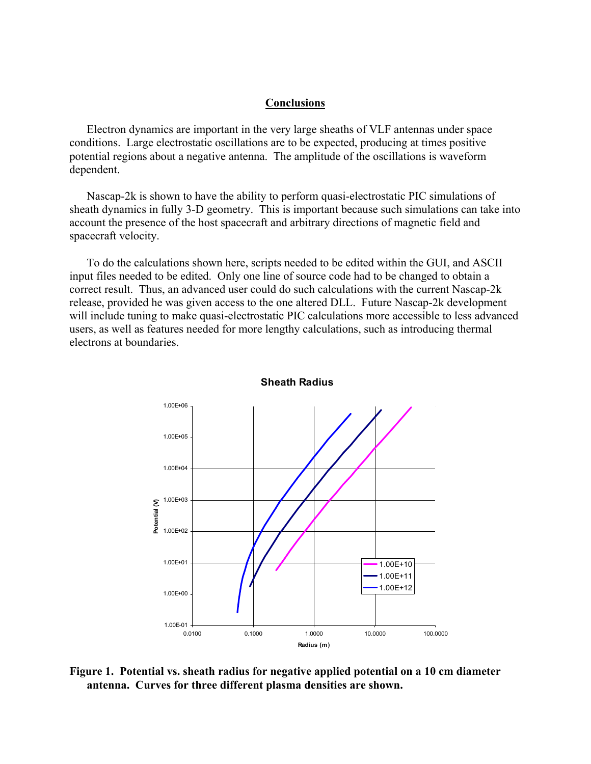## Conclusions

Electron dynamics are important in the very large sheaths of VLF antennas under space conditions. Large electrostatic oscillations are to be expected, producing at times positive potential regions about a negative antenna. The amplitude of the oscillations is waveform dependent.

Nascap-2k is shown to have the ability to perform quasi-electrostatic PIC simulations of sheath dynamics in fully 3-D geometry. This is important because such simulations can take into account the presence of the host spacecraft and arbitrary directions of magnetic field and spacecraft velocity.

To do the calculations shown here, scripts needed to be edited within the GUI, and ASCII input files needed to be edited. Only one line of source code had to be changed to obtain a correct result. Thus, an advanced user could do such calculations with the current Nascap-2k release, provided he was given access to the one altered DLL. Future Nascap-2k development will include tuning to make quasi-electrostatic PIC calculations more accessible to less advanced users, as well as features needed for more lengthy calculations, such as introducing thermal electrons at boundaries.

**Figure 1. Potential vs. sheath radius for negative applied potential on a 10 cm diameter antenna. Curves for three different plasma densities are shown.**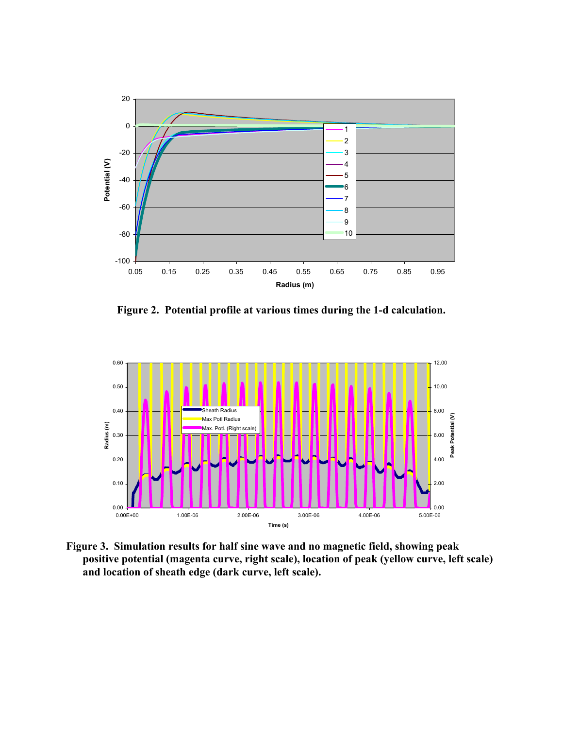**Figure 2. Potential profile at various times during the 1-d calculation.**

**Figure 3. Simulation results for half sine wave and no magnetic field, showing peak positive potential (magenta curve, right scale), location of peak (yellow curve, left scale) and location of sheath edge (dark curve, left scale).**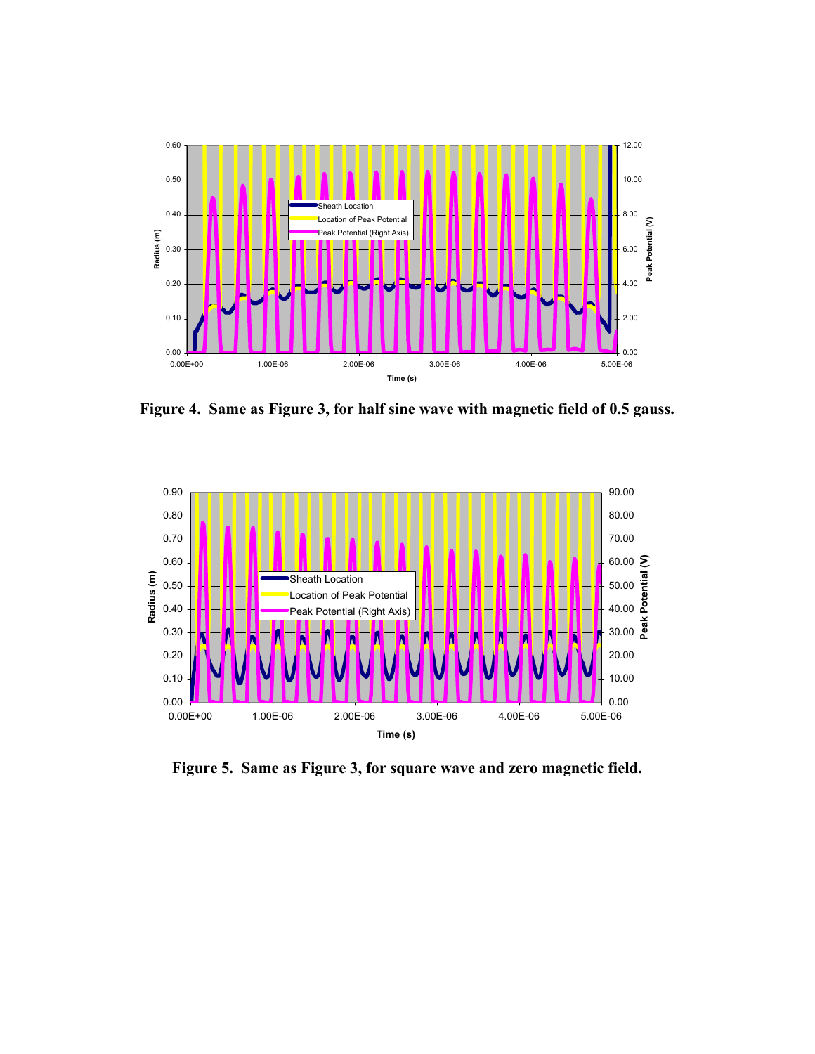Figure 4.  Same as Figure 3, for half sine wave with magnetic field of 0.5 gauss.

Figure 5.  Same as Figure 3, for square wave and zero magnetic field.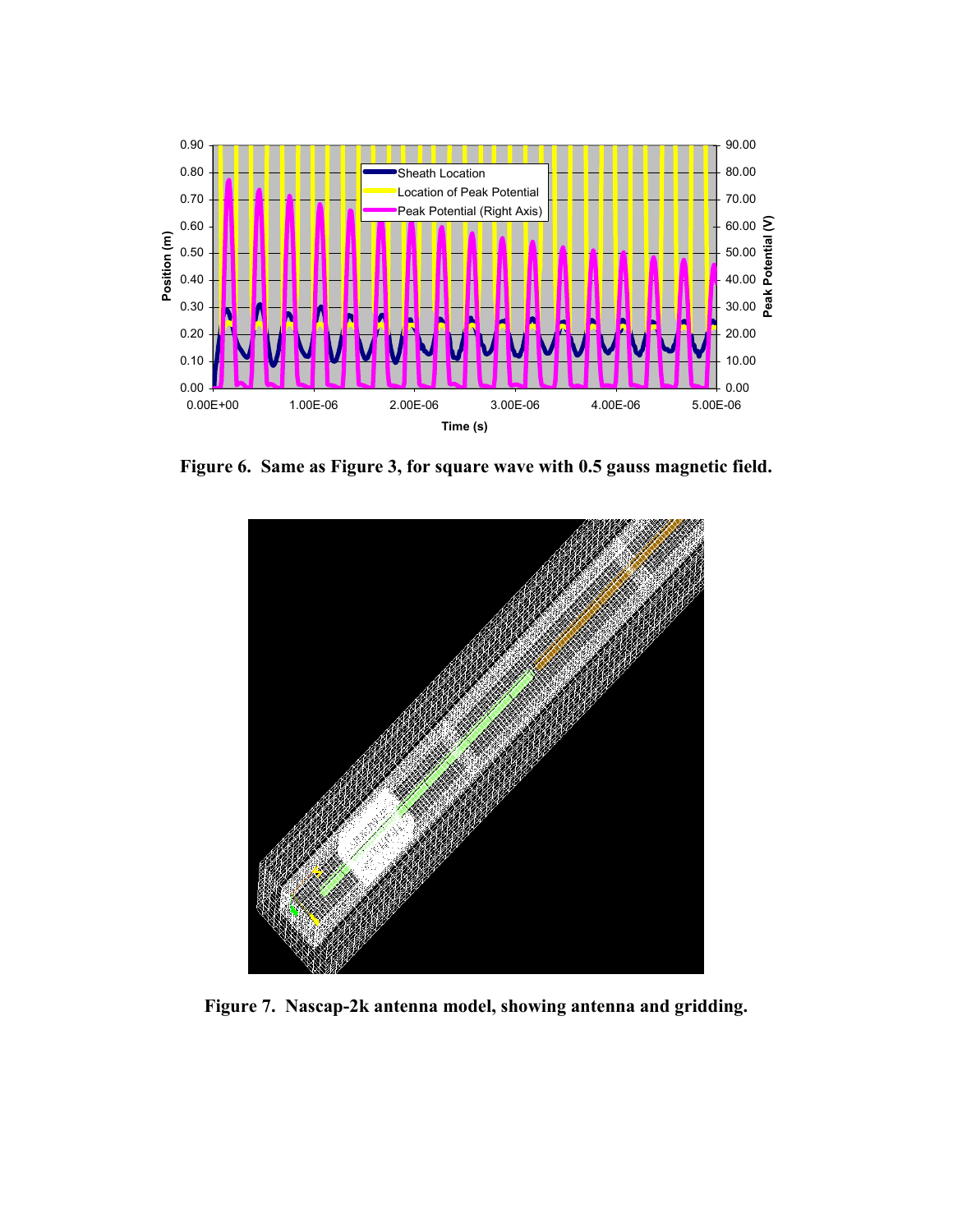**Figure 6. Same as Figure 3, for square wave with 0.5 gauss magnetic field.**

**Figure 7. Nascap-2k antenna model, showing antenna and gridding.**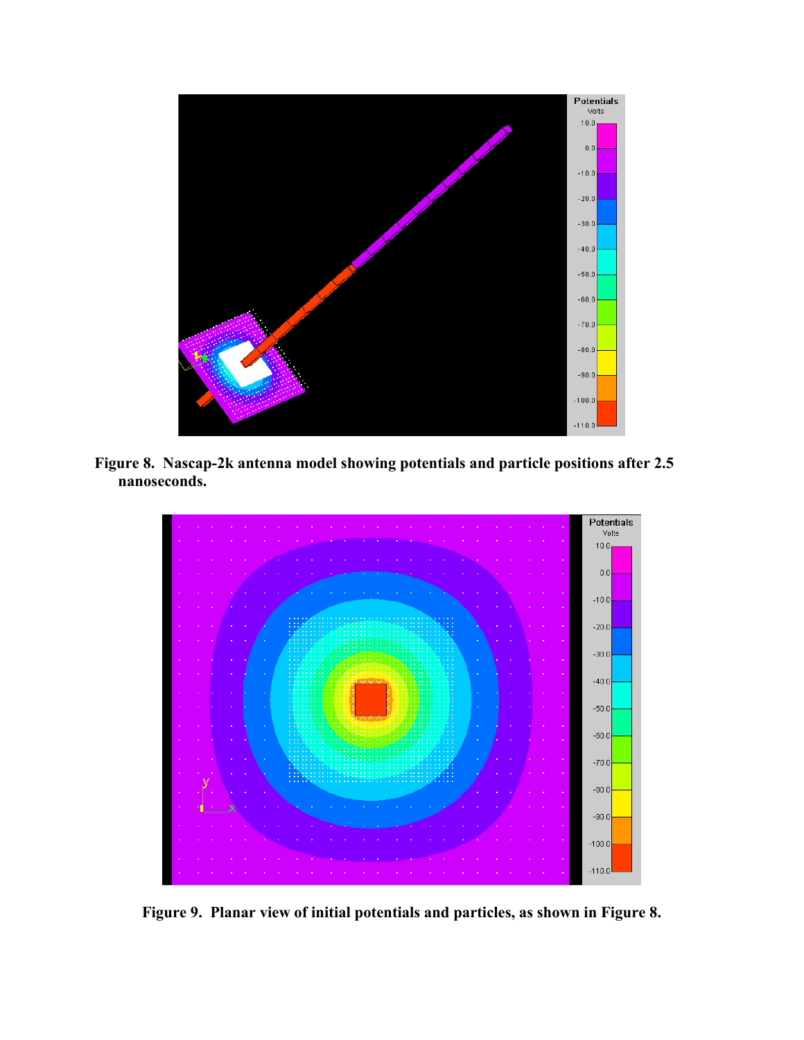**Figure 8. Nascap-2k antenna model showing potentials and particle positions after 2.5 nanoseconds.**

**Figure 9. Planar view of initial potentials and particles, as shown in Figure 8.**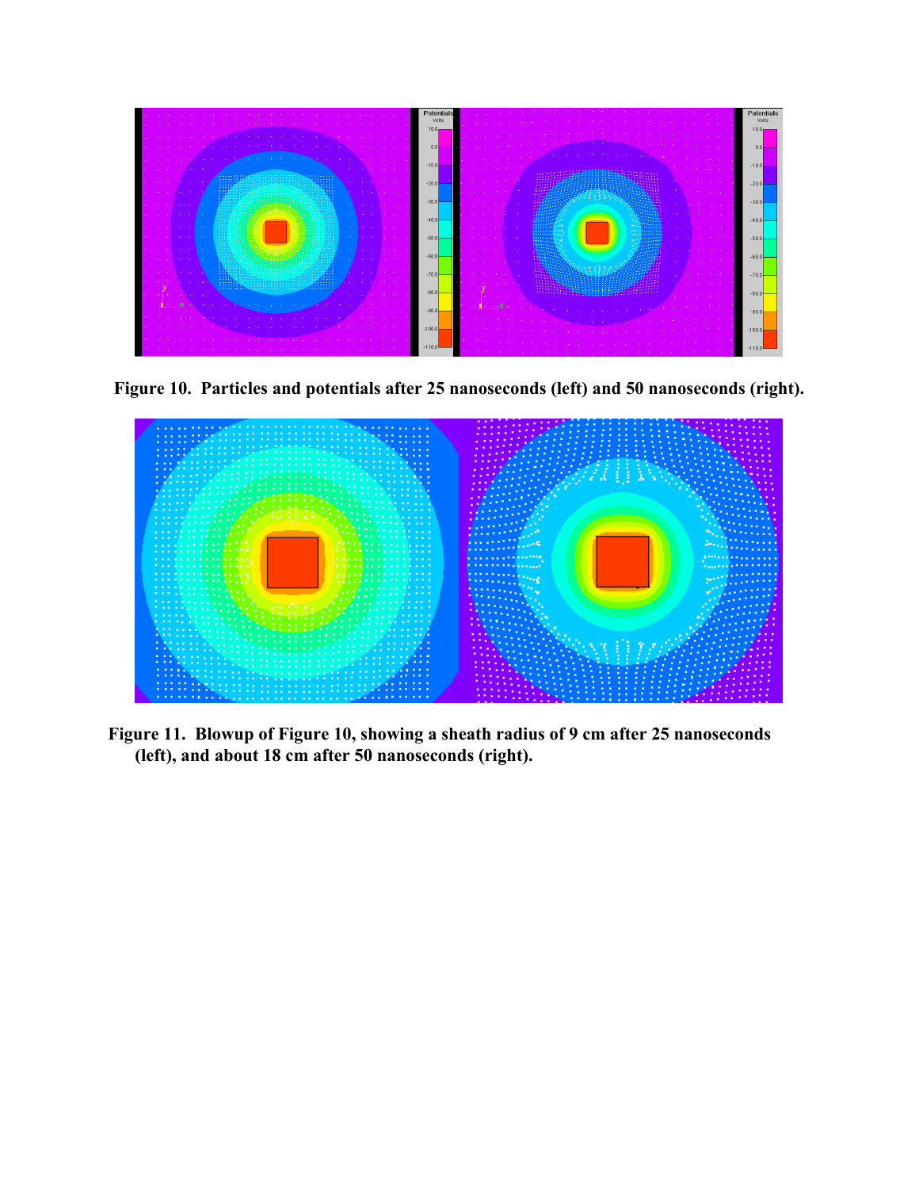**Figure 10. Particles and potentials after 25 nanoseconds (left) and 50 nanoseconds (right).**

**Figure 11. Blowup of Figure 10, showing a sheath radius of 9 cm after 25 nanoseconds (left), and about 18 cm after 50 nanoseconds (right).**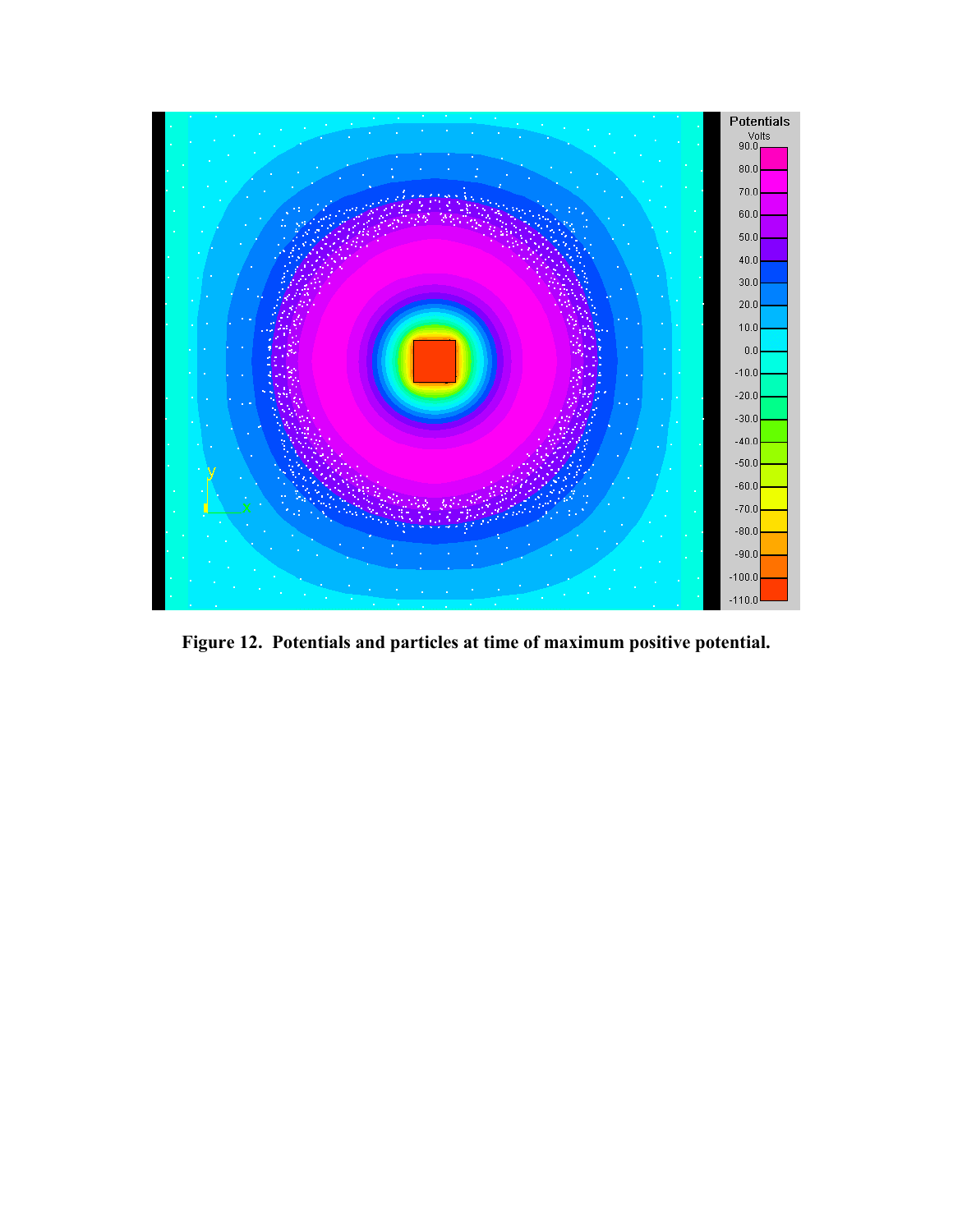**Figure 12. Potentials and particles at time of maximum positive potential.**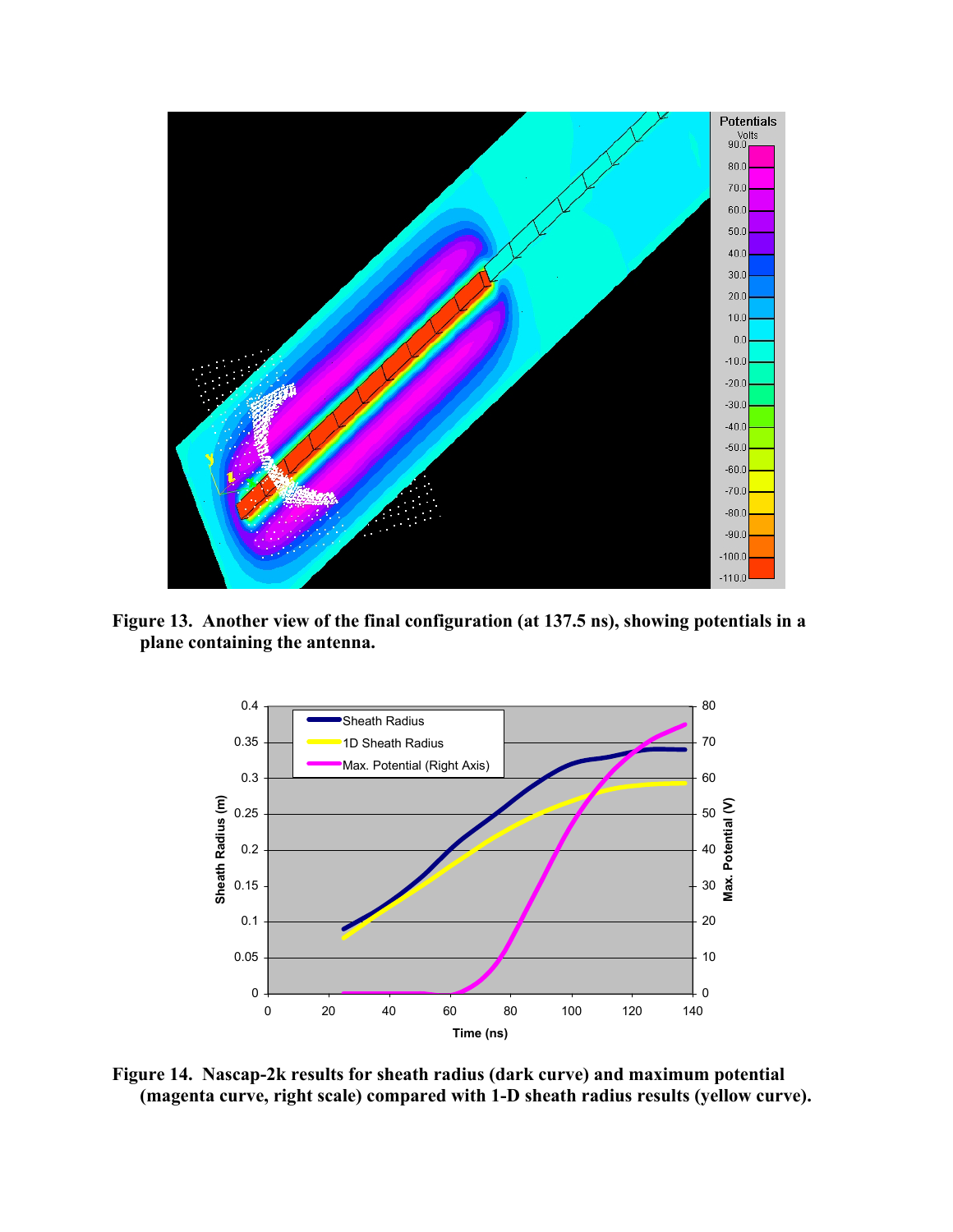**Figure 13. Another view of the final configuration (at 137.5 ns), showing potentials in a plane containing the antenna.**

**Figure 14. Nascap-2k results for sheath radius (dark curve) and maximum potential (magenta curve, right scale) compared with 1-D sheath radius results (yellow curve).**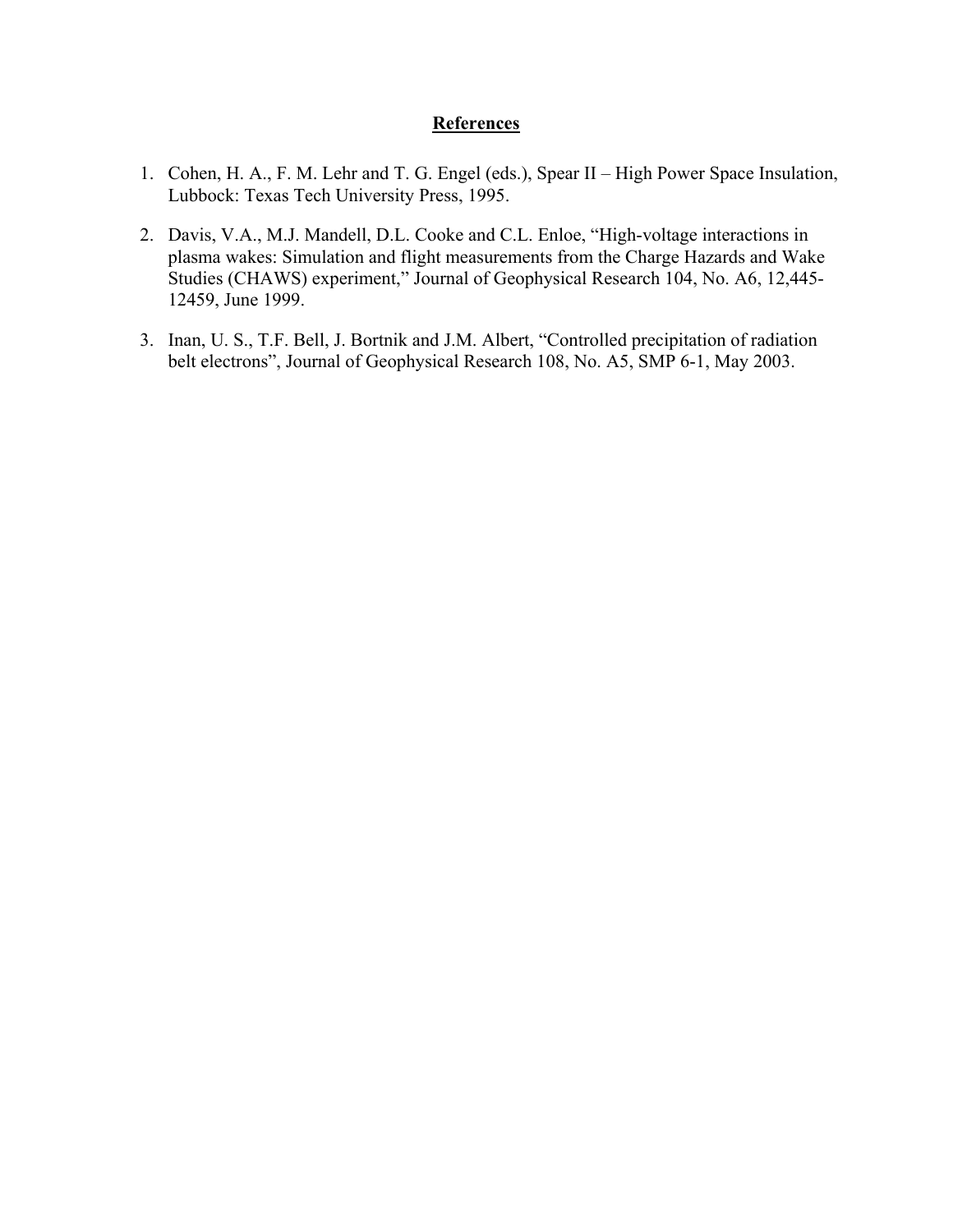## References

1. Cohen, H. A., F. M. Lehr and T. G. Engel (eds.), Spear II – High Power Space Insulation, Lubbock: Texas Tech University Press, 1995.

2. Davis, V.A., M.J. Mandell, D.L. Cooke and C.L. Enloe, "High-voltage interactions in plasma wakes: Simulation and flight measurements from the Charge Hazards and Wake Studies (CHAWS) experiment," Journal of Geophysical Research 104, No. A6, 12,445-12459, June 1999.

3. Inan, U. S., T.F. Bell, J. Bortnik and J.M. Albert, "Controlled precipitation of radiation belt electrons", Journal of Geophysical Research 108, No. A5, SMP 6-1, May 2003.